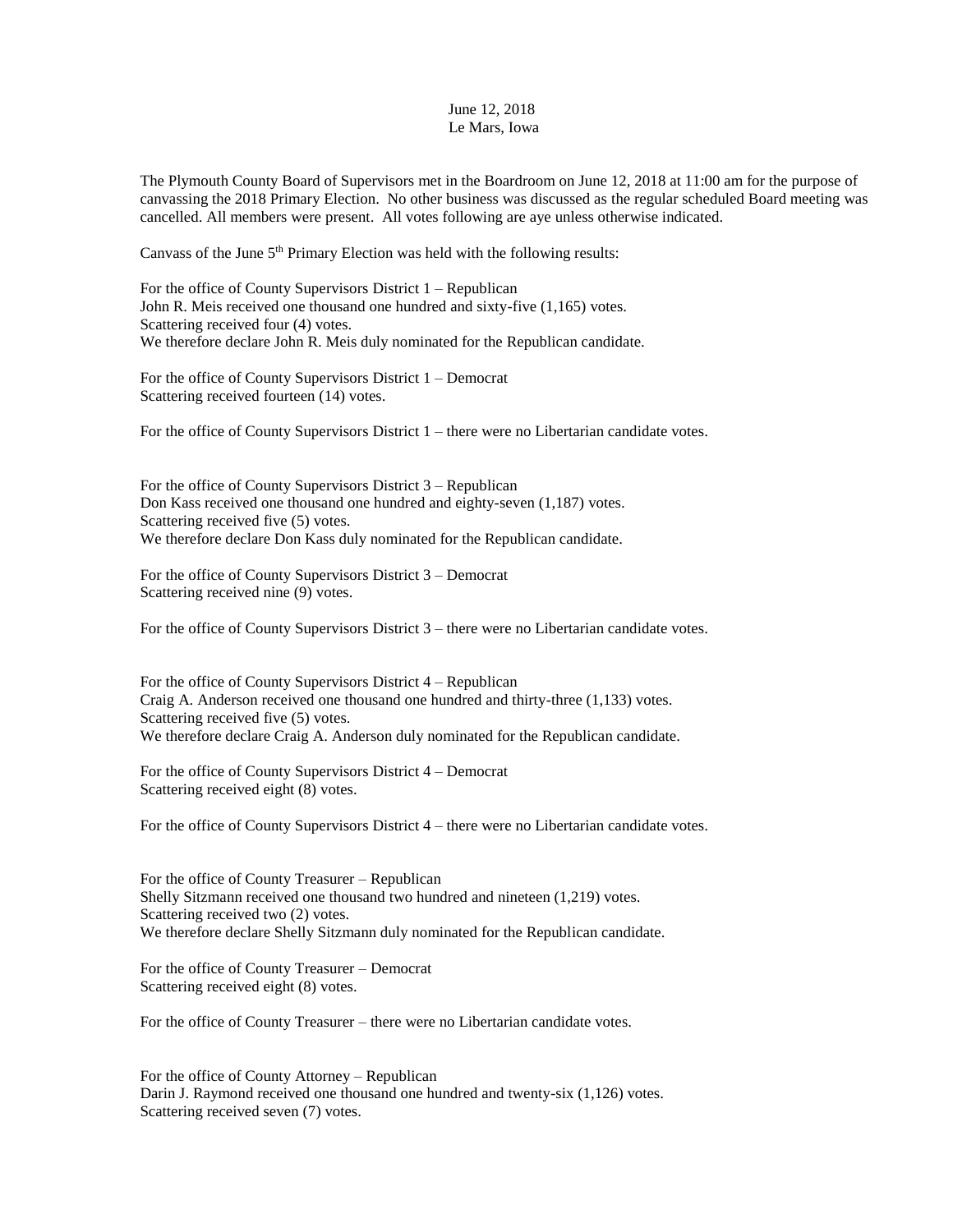June 12, 2018
Le Mars, Iowa

The Plymouth County Board of Supervisors met in the Boardroom on June 12, 2018 at 11:00 am for the purpose of canvassing the 2018 Primary Election. No other business was discussed as the regular scheduled Board meeting was cancelled. All members were present. All votes following are aye unless otherwise indicated.

Canvass of the June 5th Primary Election was held with the following results:

For the office of County Supervisors District 1 – Republican
John R. Meis received one thousand one hundred and sixty-five (1,165) votes.
Scattering received four (4) votes.
We therefore declare John R. Meis duly nominated for the Republican candidate.

For the office of County Supervisors District 1 – Democrat
Scattering received fourteen (14) votes.

For the office of County Supervisors District 1 – there were no Libertarian candidate votes.

For the office of County Supervisors District 3 – Republican
Don Kass received one thousand one hundred and eighty-seven (1,187) votes.
Scattering received five (5) votes.
We therefore declare Don Kass duly nominated for the Republican candidate.

For the office of County Supervisors District 3 – Democrat
Scattering received nine (9) votes.

For the office of County Supervisors District 3 – there were no Libertarian candidate votes.

For the office of County Supervisors District 4 – Republican
Craig A. Anderson received one thousand one hundred and thirty-three (1,133) votes.
Scattering received five (5) votes.
We therefore declare Craig A. Anderson duly nominated for the Republican candidate.

For the office of County Supervisors District 4 – Democrat
Scattering received eight (8) votes.

For the office of County Supervisors District 4 – there were no Libertarian candidate votes.

For the office of County Treasurer – Republican
Shelly Sitzmann received one thousand two hundred and nineteen (1,219) votes.
Scattering received two (2) votes.
We therefore declare Shelly Sitzmann duly nominated for the Republican candidate.

For the office of County Treasurer – Democrat
Scattering received eight (8) votes.

For the office of County Treasurer – there were no Libertarian candidate votes.

For the office of County Attorney – Republican
Darin J. Raymond received one thousand one hundred and twenty-six (1,126) votes.
Scattering received seven (7) votes.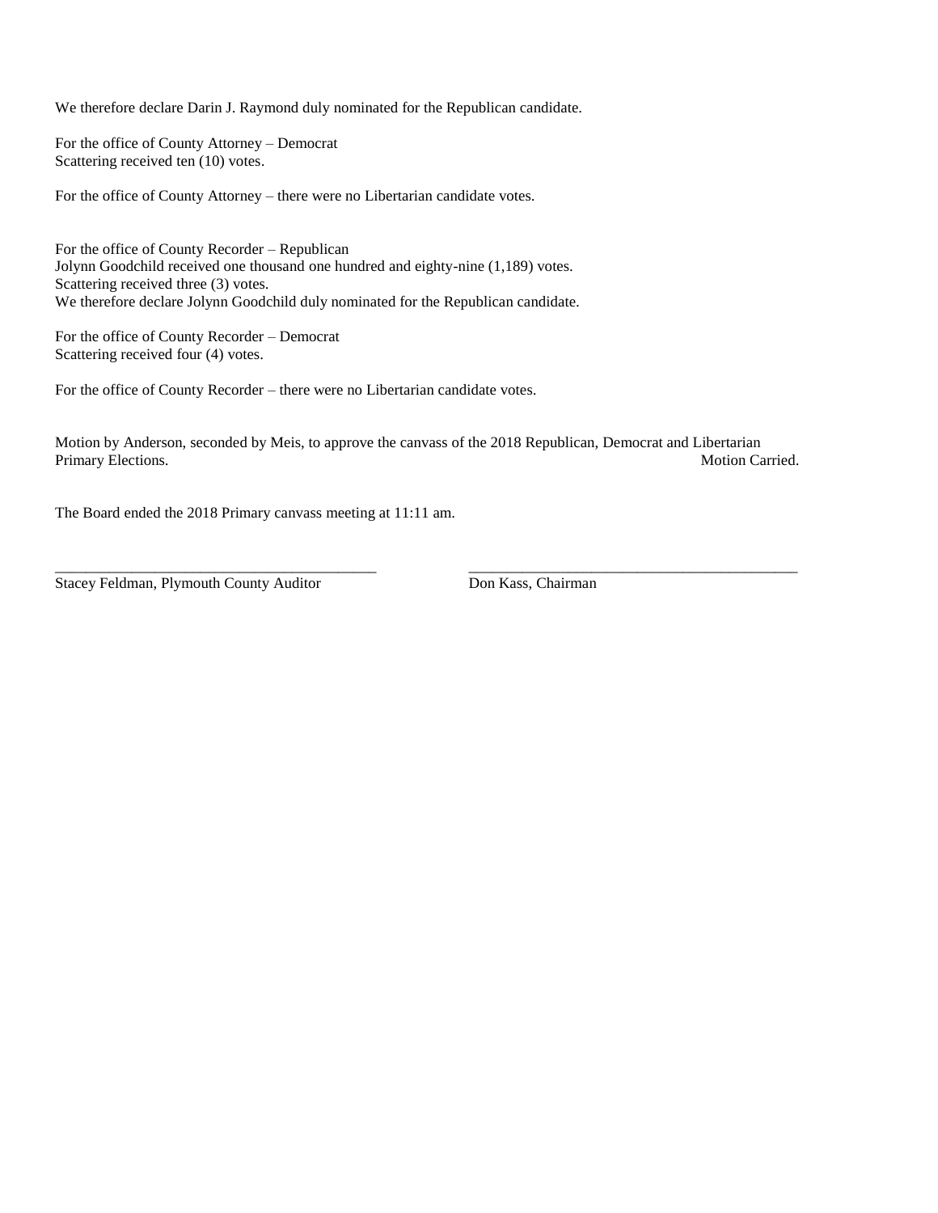We therefore declare Darin J. Raymond duly nominated for the Republican candidate.

For the office of County Attorney – Democrat
Scattering received ten (10) votes.

For the office of County Attorney – there were no Libertarian candidate votes.

For the office of County Recorder – Republican
Jolynn Goodchild received one thousand one hundred and eighty-nine (1,189) votes.
Scattering received three (3) votes.
We therefore declare Jolynn Goodchild duly nominated for the Republican candidate.

For the office of County Recorder – Democrat
Scattering received four (4) votes.

For the office of County Recorder – there were no Libertarian candidate votes.

Motion by Anderson, seconded by Meis, to approve the canvass of the 2018 Republican, Democrat and Libertarian Primary Elections. Motion Carried.

The Board ended the 2018 Primary canvass meeting at 11:11 am.

\_\_\_\_\_\_\_\_\_\_\_\_\_\_\_\_\_\_\_\_\_\_\_\_\_\_\_\_\_\_\_\_\_\_\_\_\_\_\_\_\_\_ \_\_\_\_\_\_\_\_\_\_\_\_\_\_\_\_\_\_\_\_\_\_\_\_\_\_\_\_\_\_\_\_\_\_\_\_\_\_\_\_\_\_

Stacey Feldman, Plymouth County Auditor Don Kass, Chairman